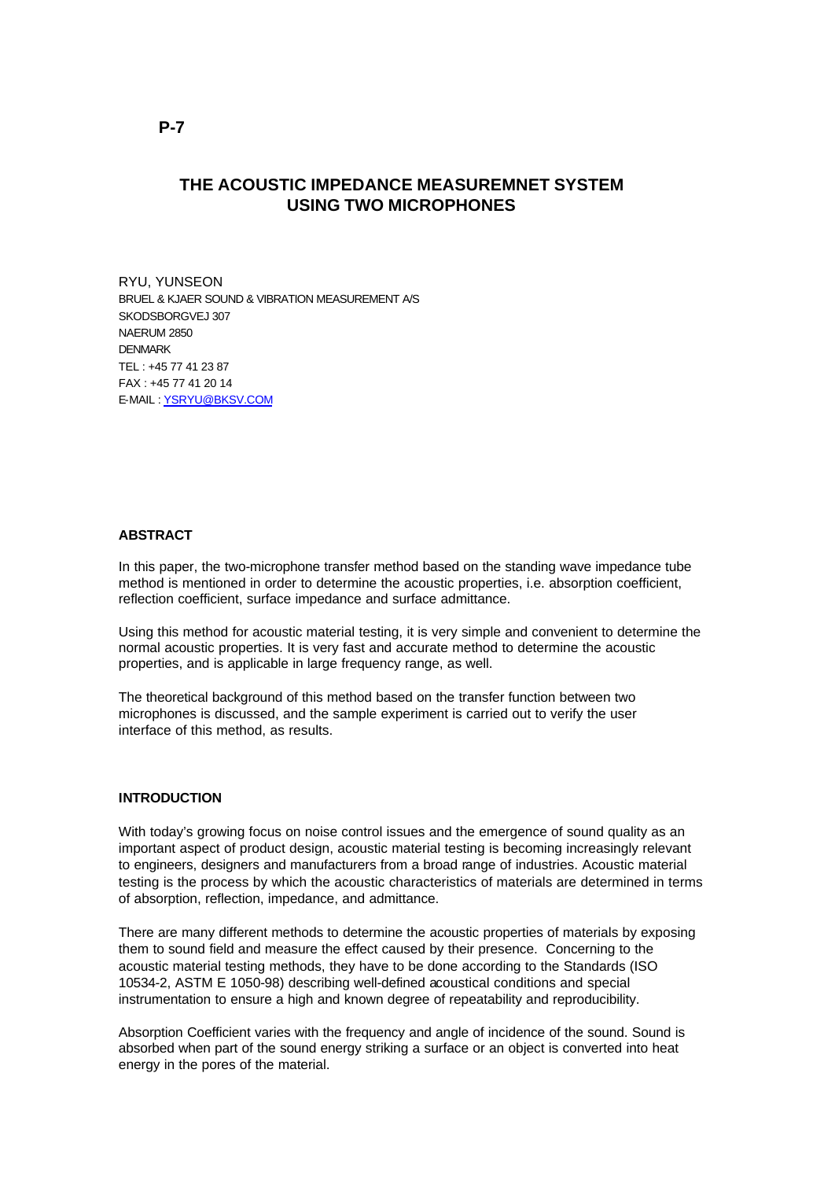**P-7**

# THE ACOUSTIC IMPEDANCE MEASUREMNET SYSTEM USING TWO MICROPHONES

RYU, YUNSEON
BRUEL & KJAER SOUND & VIBRATION MEASUREMENT A/S
SKODSBORGVEJ 307
NAERUM 2850
DENMARK
TEL : +45 77 41 23 87
FAX : +45 77 41 20 14
E-MAIL : YSRYU@BKSV.COM

## ABSTRACT

In this paper, the two-microphone transfer method based on the standing wave impedance tube method is mentioned in order to determine the acoustic properties, i.e. absorption coefficient, reflection coefficient, surface impedance and surface admittance.

Using this method for acoustic material testing, it is very simple and convenient to determine the normal acoustic properties. It is very fast and accurate method to determine the acoustic properties, and is applicable in large frequency range, as well.

The theoretical background of this method based on the transfer function between two microphones is discussed, and the sample experiment is carried out to verify the user interface of this method, as results.

## INTRODUCTION

With today's growing focus on noise control issues and the emergence of sound quality as an important aspect of product design, acoustic material testing is becoming increasingly relevant to engineers, designers and manufacturers from a broad range of industries. Acoustic material testing is the process by which the acoustic characteristics of materials are determined in terms of absorption, reflection, impedance, and admittance.

There are many different methods to determine the acoustic properties of materials by exposing them to sound field and measure the effect caused by their presence. Concerning to the acoustic material testing methods, they have to be done according to the Standards (ISO 10534-2, ASTM E 1050-98) describing well-defined acoustical conditions and special instrumentation to ensure a high and known degree of repeatability and reproducibility.

Absorption Coefficient varies with the frequency and angle of incidence of the sound. Sound is absorbed when part of the sound energy striking a surface or an object is converted into heat energy in the pores of the material.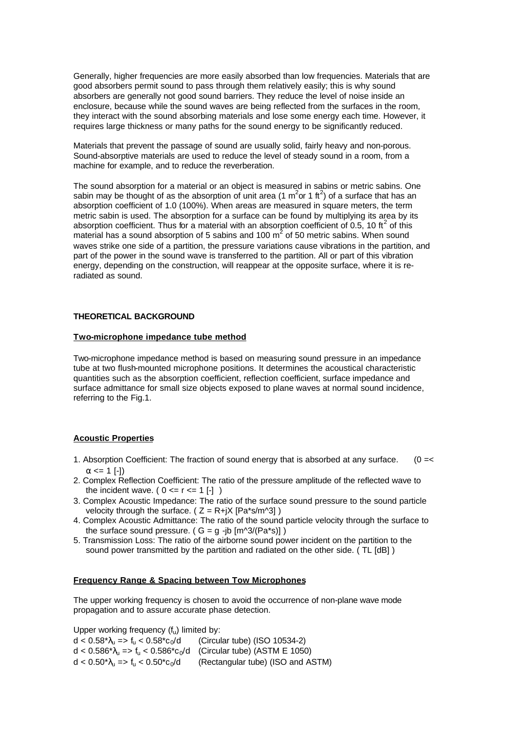Generally, higher frequencies are more easily absorbed than low frequencies. Materials that are good absorbers permit sound to pass through them relatively easily; this is why sound absorbers are generally not good sound barriers. They reduce the level of noise inside an enclosure, because while the sound waves are being reflected from the surfaces in the room, they interact with the sound absorbing materials and lose some energy each time. However, it requires large thickness or many paths for the sound energy to be significantly reduced.

Materials that prevent the passage of sound are usually solid, fairly heavy and non-porous. Sound-absorptive materials are used to reduce the level of steady sound in a room, from a machine for example, and to reduce the reverberation.

The sound absorption for a material or an object is measured in sabins or metric sabins. One sabin may be thought of as the absorption of unit area (1 $m^2$or 1 $ft^2$) of a surface that has an absorption coefficient of 1.0 (100%). When areas are measured in square meters, the term metric sabin is used. The absorption for a surface can be found by multiplying its area by its absorption coefficient. Thus for a material with an absorption coefficient of 0.5, 10 $ft^2$ of this material has a sound absorption of 5 sabins and 100 $m^2$ of 50 metric sabins. When sound waves strike one side of a partition, the pressure variations cause vibrations in the partition, and part of the power in the sound wave is transferred to the partition. All or part of this vibration energy, depending on the construction, will reappear at the opposite surface, where it is re-radiated as sound.

**THEORETICAL BACKGROUND**

**Two-microphone impedance tube method**

Two-microphone impedance method is based on measuring sound pressure in an impedance tube at two flush-mounted microphone positions. It determines the acoustical characteristic quantities such as the absorption coefficient, reflection coefficient, surface impedance and surface admittance for small size objects exposed to plane waves at normal sound incidence, referring to the Fig.1.

**Acoustic Properties**

1. Absorption Coefficient: The fraction of sound energy that is absorbed at any surface. ($0 =< \alpha <= 1$ [-])
2. Complex Reflection Coefficient: The ratio of the pressure amplitude of the reflected wave to the incident wave. ( $0 <= r <= 1$ [-] )
3. Complex Acoustic Impedance: The ratio of the surface sound pressure to the sound particle velocity through the surface. ( $Z = R+jX$ [Pa*s/m^3] )
4. Complex Acoustic Admittance: The ratio of the sound particle velocity through the surface to the surface sound pressure. ( $G = g - jb$ [m^3/(Pa*s)] )
5. Transmission Loss: The ratio of the airborne sound power incident on the partition to the sound power transmitted by the partition and radiated on the other side. ( TL [dB] )

**Frequency Range & Spacing between Tow Microphones**

The upper working frequency is chosen to avoid the occurrence of non-plane wave mode propagation and to assure accurate phase detection.

Upper working frequency ($f_u$) limited by:

$d < 0.58*\lambda_u \Rightarrow f_u < 0.58*c_0/d$ (Circular tube) (ISO 10534-2)

$d < 0.586*\lambda_u \Rightarrow f_u < 0.586*c_0/d$ (Circular tube) (ASTM E 1050)

$d < 0.50*\lambda_u \Rightarrow f_u < 0.50*c_0/d$ (Rectangular tube) (ISO and ASTM)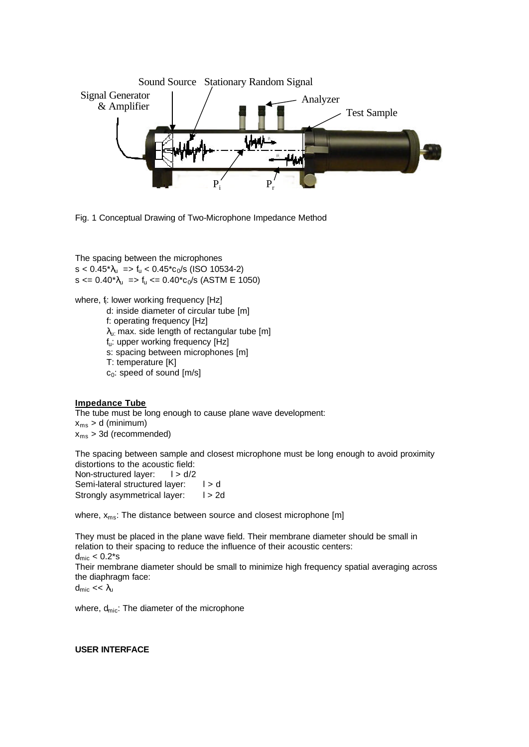Fig. 1 Conceptual Drawing of Two-Microphone Impedance Method

The spacing between the microphones
$s < 0.45*\lambda_u \Rightarrow f_u < 0.45*c_0/s$ (ISO 10534-2)
$s <= 0.40*\lambda_u \Rightarrow f_u <= 0.40*c_0/s$ (ASTM E 1050)

where, $f_l$: lower working frequency [Hz]
d: inside diameter of circular tube [m]
f: operating frequency [Hz]
$\lambda_u$: max. side length of rectangular tube [m]
$f_u$: upper working frequency [Hz]
s: spacing between microphones [m]
T: temperature [K]
$c_0$: speed of sound [m/s]

**Impedance Tube**

The tube must be long enough to cause plane wave development:
$x_{ms} > d$ (minimum)
$x_{ms} > 3d$ (recommended)

The spacing between sample and closest microphone must be long enough to avoid proximity distortions to the acoustic field:
Non-structured layer: $l > d/2$
Semi-lateral structured layer: $l > d$
Strongly asymmetrical layer: $l > 2d$

where, $x_{ms}$: The distance between source and closest microphone [m]

They must be placed in the plane wave field. Their membrane diameter should be small in relation to their spacing to reduce the influence of their acoustic centers:
$d_{mic} < 0.2*s$
Their membrane diameter should be small to minimize high frequency spatial averaging across the diaphragm face:
$d_{mic} << \lambda_u$

where, $d_{mic}$: The diameter of the microphone

**USER INTERFACE**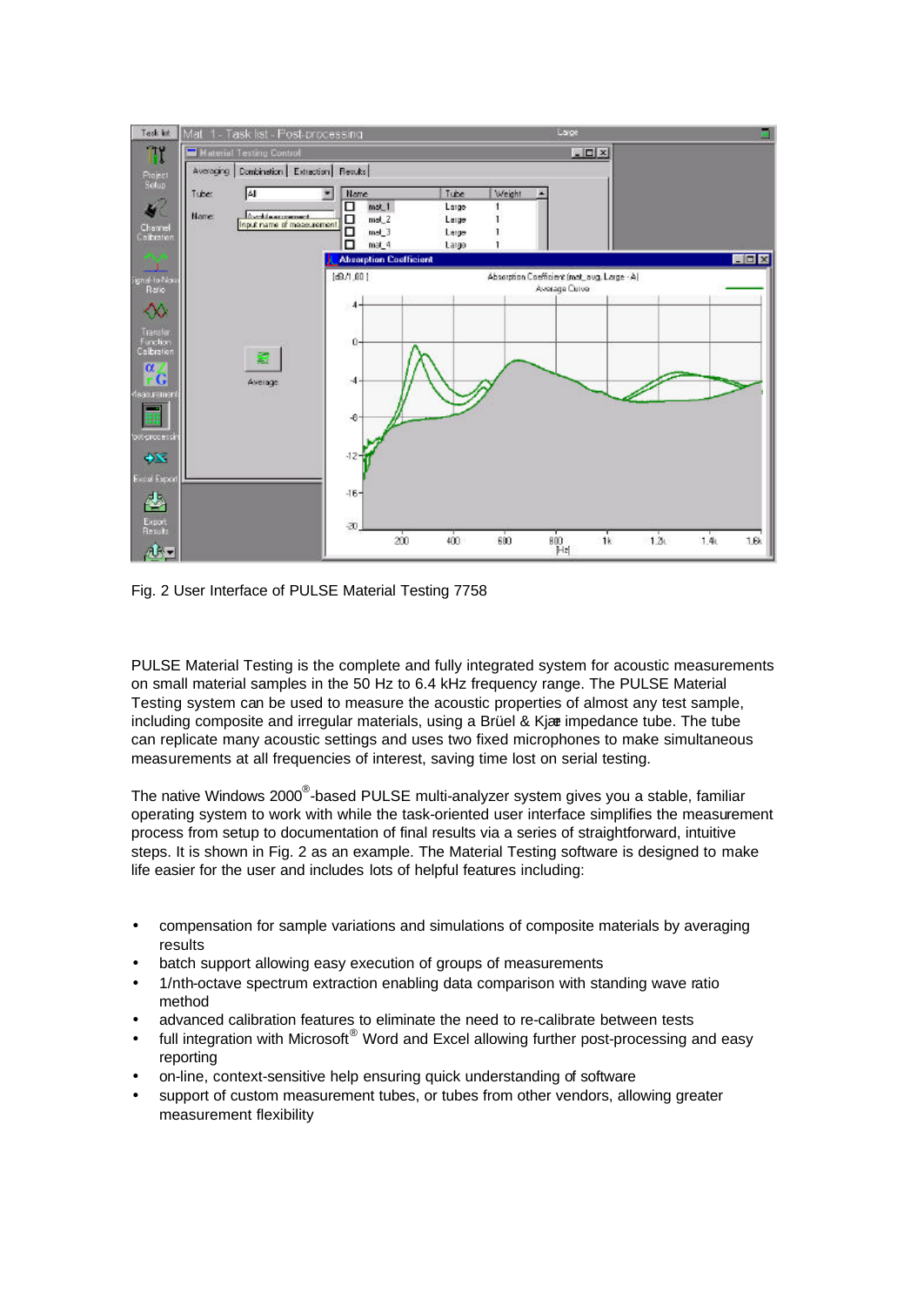Fig. 2 User Interface of PULSE Material Testing 7758

PULSE Material Testing is the complete and fully integrated system for acoustic measurements on small material samples in the 50 Hz to 6.4 kHz frequency range. The PULSE Material Testing system can be used to measure the acoustic properties of almost any test sample, including composite and irregular materials, using a Brüel & Kjær impedance tube. The tube can replicate many acoustic settings and uses two fixed microphones to make simultaneous measurements at all frequencies of interest, saving time lost on serial testing.

The native Windows 2000®-based PULSE multi-analyzer system gives you a stable, familiar operating system to work with while the task-oriented user interface simplifies the measurement process from setup to documentation of final results via a series of straightforward, intuitive steps. It is shown in Fig. 2 as an example. The Material Testing software is designed to make life easier for the user and includes lots of helpful features including:

- compensation for sample variations and simulations of composite materials by averaging results
- batch support allowing easy execution of groups of measurements
- 1/nth-octave spectrum extraction enabling data comparison with standing wave ratio method
- advanced calibration features to eliminate the need to re-calibrate between tests
- full integration with Microsoft® Word and Excel allowing further post-processing and easy reporting
- on-line, context-sensitive help ensuring quick understanding of software
- support of custom measurement tubes, or tubes from other vendors, allowing greater measurement flexibility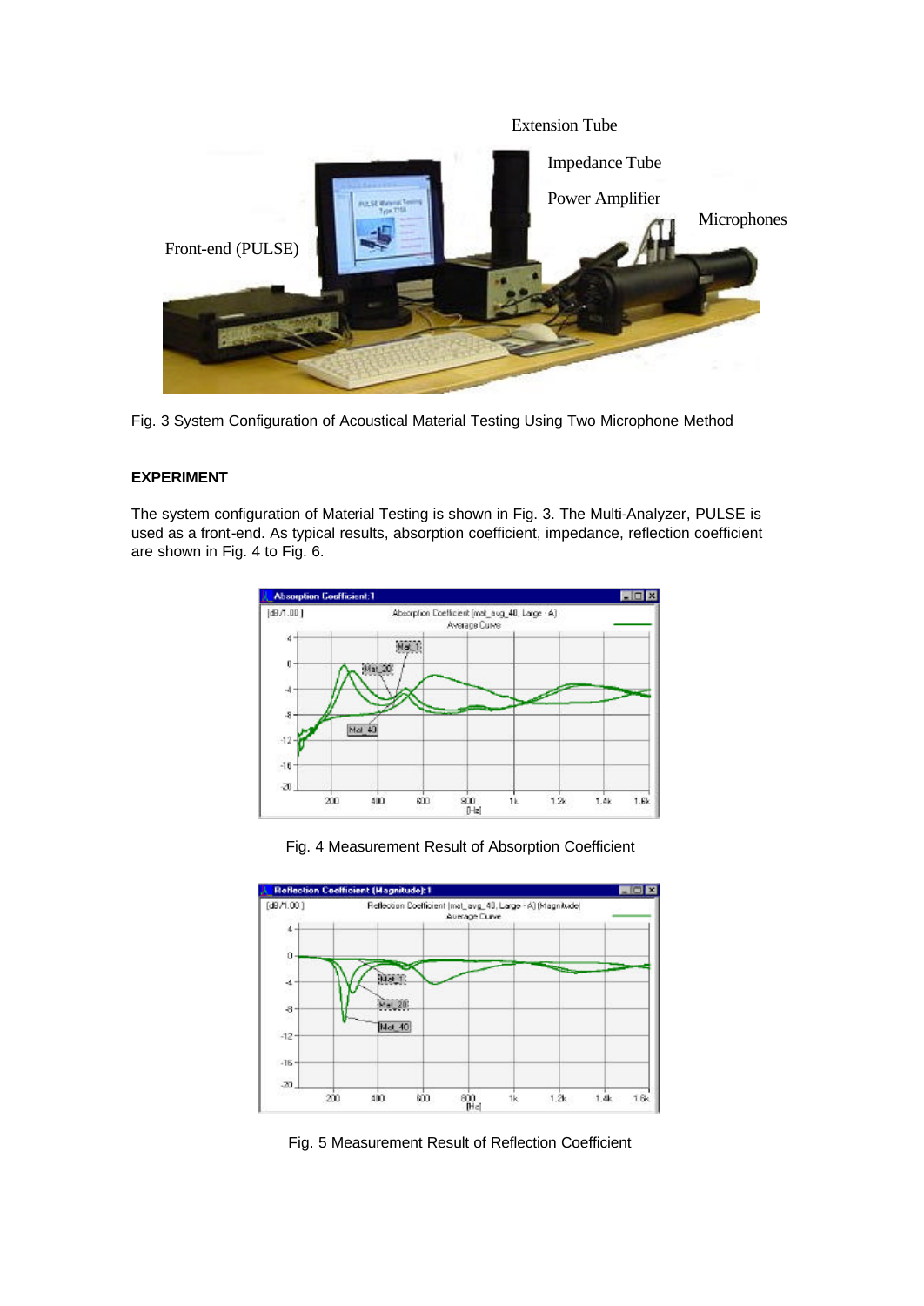Fig. 3 System Configuration of Acoustical Material Testing Using Two Microphone Method

**EXPERIMENT**

The system configuration of Material Testing is shown in Fig. 3. The Multi-Analyzer, PULSE is used as a front-end. As typical results, absorption coefficient, impedance, reflection coefficient are shown in Fig. 4 to Fig. 6.

Fig. 4 Measurement Result of Absorption Coefficient

Fig. 5 Measurement Result of Reflection Coefficient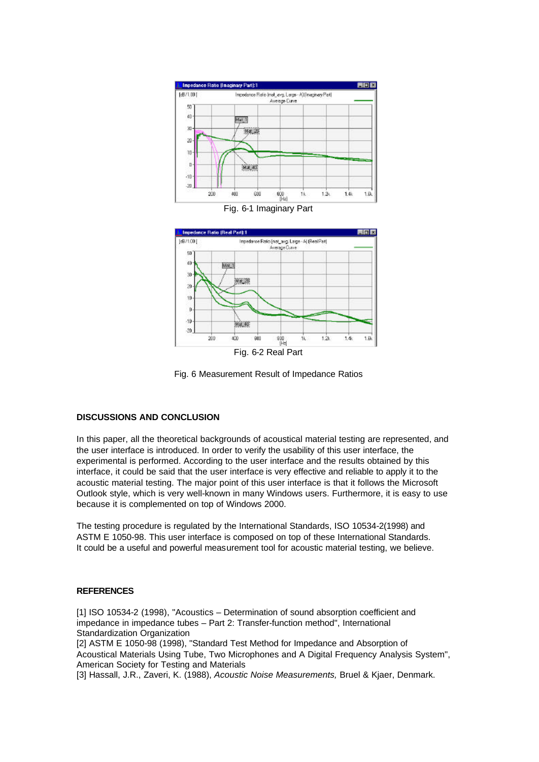Impedance Ratio (Imaginary Part):1

[dB/1.00]

Impedance Ratio (mat_avg. Large - A) (Imaginary Part)

Average Curve

Mat_1

Mat_20

Mat_40

50 40 30 20 10 0 -10 -20

200 400 600 800 1k 1.2k 1.4k 1.6k

[Hz]

Fig. 6-1 Imaginary Part

Impedance Ratio (Real Part):1

[dB/1.00]

Impedance Ratio (mat_avg. Large - A) (Real Part)

Average Curve

Mat_1

Mat_20

Mat_40

50 40 30 20 10 0 -10 -20

200 400 600 800 1k 1.2k 1.4k 1.6k

[Hz]

Fig. 6-2 Real Part

Fig. 6 Measurement Result of Impedance Ratios

## DISCUSSIONS AND CONCLUSION

In this paper, all the theoretical backgrounds of acoustical material testing are represented, and the user interface is introduced. In order to verify the usability of this user interface, the experimental is performed. According to the user interface and the results obtained by this interface, it could be said that the user interface is very effective and reliable to apply it to the acoustic material testing. The major point of this user interface is that it follows the Microsoft Outlook style, which is very well-known in many Windows users. Furthermore, it is easy to use because it is complemented on top of Windows 2000.

The testing procedure is regulated by the International Standards, ISO 10534-2(1998) and ASTM E 1050-98. This user interface is composed on top of these International Standards. It could be a useful and powerful measurement tool for acoustic material testing, we believe.

## REFERENCES

[1] ISO 10534-2 (1998), "Acoustics – Determination of sound absorption coefficient and impedance in impedance tubes – Part 2: Transfer-function method", International Standardization Organization

[2] ASTM E 1050-98 (1998), "Standard Test Method for Impedance and Absorption of Acoustical Materials Using Tube, Two Microphones and A Digital Frequency Analysis System", American Society for Testing and Materials

[3] Hassall, J.R., Zaveri, K. (1988), *Acoustic Noise Measurements,* Bruel & Kjaer, Denmark.